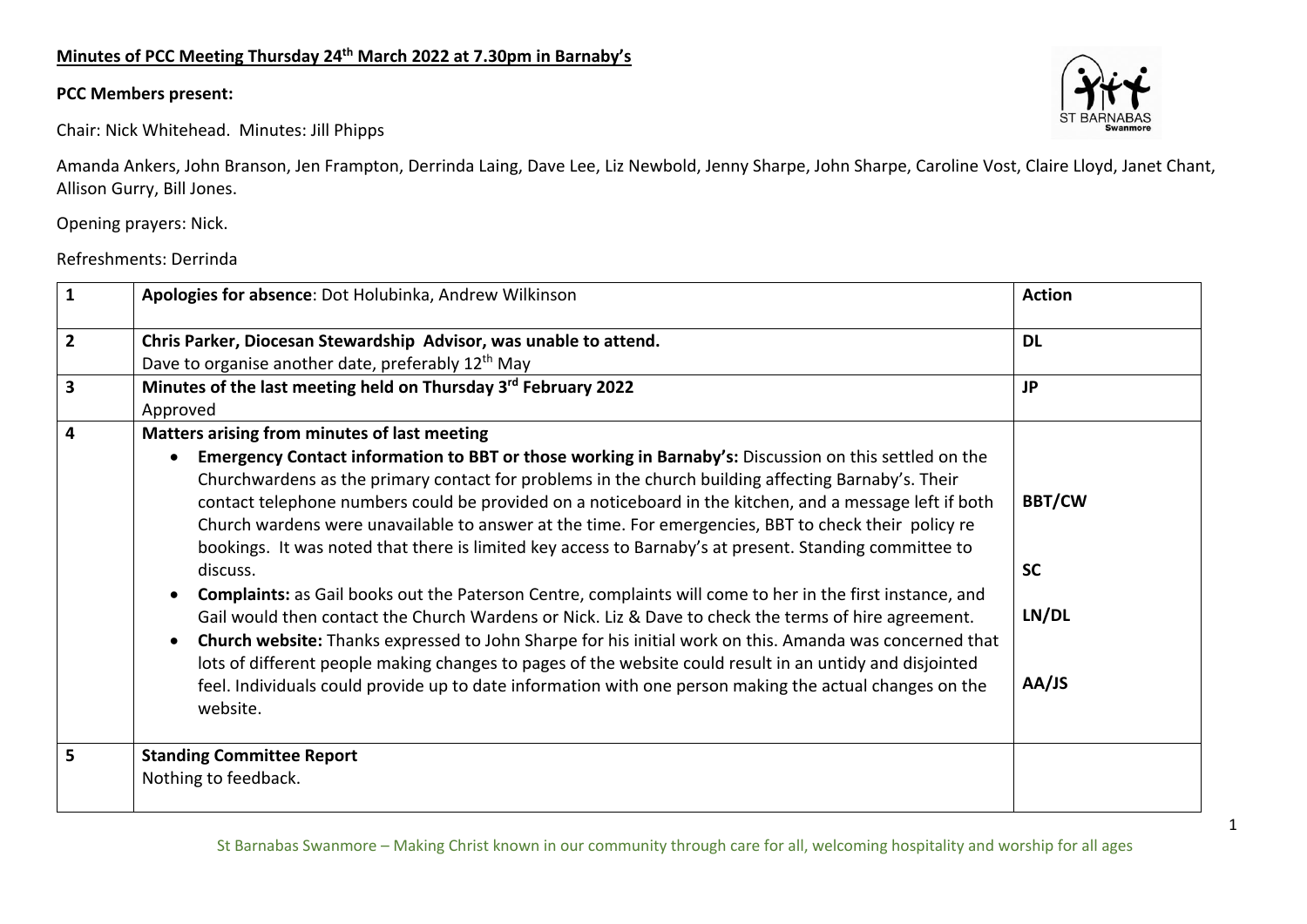**Minutes of PCC Meeting Thursday 24th March 2022 at 7.30pm in Barnaby's**

**PCC Members present:**

Chair: Nick Whitehead. Minutes: Jill Phipps

Amanda Ankers, John Branson, Jen Frampton, Derrinda Laing, Dave Lee, Liz Newbold, Jenny Sharpe, John Sharpe, Caroline Vost, Claire Lloyd, Janet Chant, Allison Gurry, Bill Jones.

Opening prayers: Nick.

Refreshments: Derrinda

| | | |
|---|---|---|
| **1** | **Apologies for absence**: Dot Holubinka, Andrew Wilkinson | **Action** |
| **2** | **Chris Parker, Diocesan Stewardship Advisor, was unable to attend.**<br>Dave to organise another date, preferably 12th May | **DL** |
| **3** | **Minutes of the last meeting held on Thursday 3rd February 2022**<br>Approved | **JP** |
| **4** | **Matters arising from minutes of last meeting**<br>• **Emergency Contact information to BBT or those working in Barnaby's:** Discussion on this settled on the Churchwardens as the primary contact for problems in the church building affecting Barnaby's. Their contact telephone numbers could be provided on a noticeboard in the kitchen, and a message left if both Church wardens were unavailable to answer at the time. For emergencies, BBT to check their policy re bookings. It was noted that there is limited key access to Barnaby's at present. Standing committee to discuss.<br>• **Complaints:** as Gail books out the Paterson Centre, complaints will come to her in the first instance, and Gail would then contact the Church Wardens or Nick. Liz & Dave to check the terms of hire agreement.<br>• **Church website:** Thanks expressed to John Sharpe for his initial work on this. Amanda was concerned that lots of different people making changes to pages of the website could result in an untidy and disjointed feel. Individuals could provide up to date information with one person making the actual changes on the website. | **BBT/CW**<br><br>**SC**<br><br>**LN/DL**<br><br>**AA/JS** |
| **5** | **Standing Committee Report**<br>Nothing to feedback. | |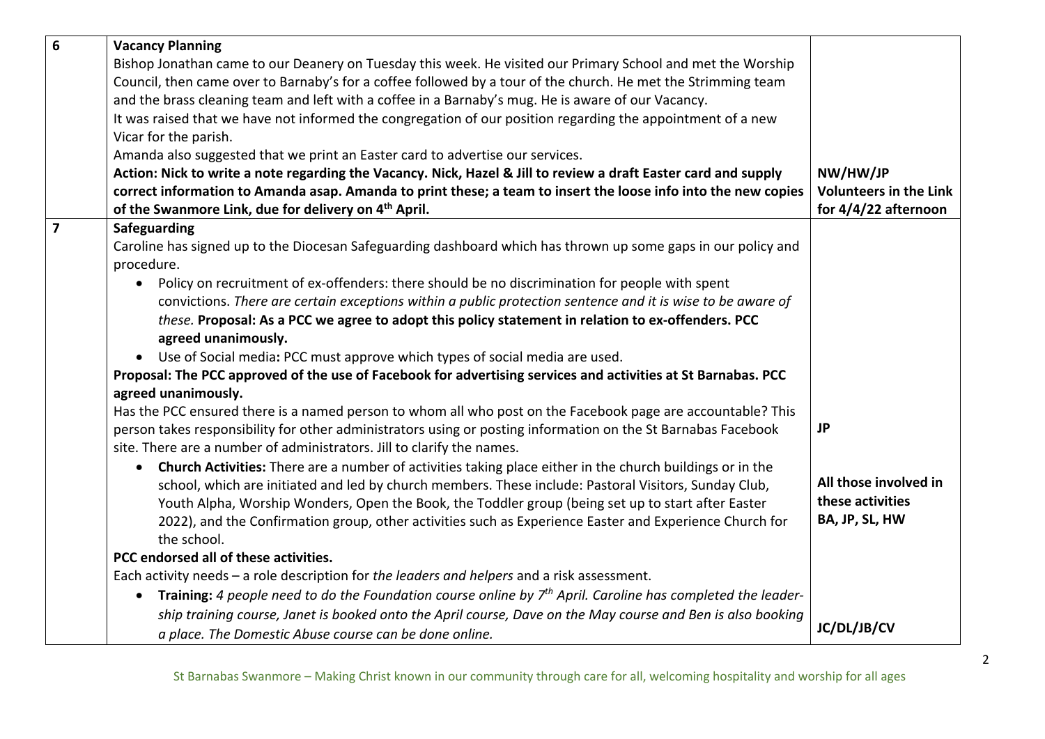| | | |
|---|---|---|
| **6** | **Vacancy Planning**<br>Bishop Jonathan came to our Deanery on Tuesday this week. He visited our Primary School and met the Worship Council, then came over to Barnaby's for a coffee followed by a tour of the church. He met the Strimming team and the brass cleaning team and left with a coffee in a Barnaby's mug. He is aware of our Vacancy.<br>It was raised that we have not informed the congregation of our position regarding the appointment of a new Vicar for the parish.<br>Amanda also suggested that we print an Easter card to advertise our services.<br>**Action: Nick to write a note regarding the Vacancy. Nick, Hazel & Jill to review a draft Easter card and supply correct information to Amanda asap. Amanda to print these; a team to insert the loose info into the new copies of the Swanmore Link, due for delivery on 4th April.** | **NW/HW/JP**<br>**Volunteers in the Link for 4/4/22 afternoon** |
| **7** | **Safeguarding**<br>Caroline has signed up to the Diocesan Safeguarding dashboard which has thrown up some gaps in our policy and procedure.<br>• Policy on recruitment of ex-offenders: there should be no discrimination for people with spent convictions. *There are certain exceptions within a public protection sentence and it is wise to be aware of these.* **Proposal: As a PCC we agree to adopt this policy statement in relation to ex-offenders. PCC agreed unanimously.**<br>• Use of Social media**:** PCC must approve which types of social media are used.<br>**Proposal: The PCC approved of the use of Facebook for advertising services and activities at St Barnabas. PCC agreed unanimously.**<br>Has the PCC ensured there is a named person to whom all who post on the Facebook page are accountable? This person takes responsibility for other administrators using or posting information on the St Barnabas Facebook site. There are a number of administrators. Jill to clarify the names.<br>• **Church Activities:** There are a number of activities taking place either in the church buildings or in the school, which are initiated and led by church members. These include: Pastoral Visitors, Sunday Club, Youth Alpha, Worship Wonders, Open the Book, the Toddler group (being set up to start after Easter 2022), and the Confirmation group, other activities such as Experience Easter and Experience Church for the school.<br>**PCC endorsed all of these activities.**<br>Each activity needs – a role description for *the leaders and helpers* and a risk assessment.<br>• **Training:** *4 people need to do the Foundation course online by 7th April. Caroline has completed the leader-ship training course, Janet is booked onto the April course, Dave on the May course and Ben is also booking a place. The Domestic Abuse course can be done online.* | **JP**<br><br>**All those involved in these activities**<br>**BA, JP, SL, HW**<br><br>**JC/DL/JB/CV** |

St Barnabas Swanmore – Making Christ known in our community through care for all, welcoming hospitality and worship for all ages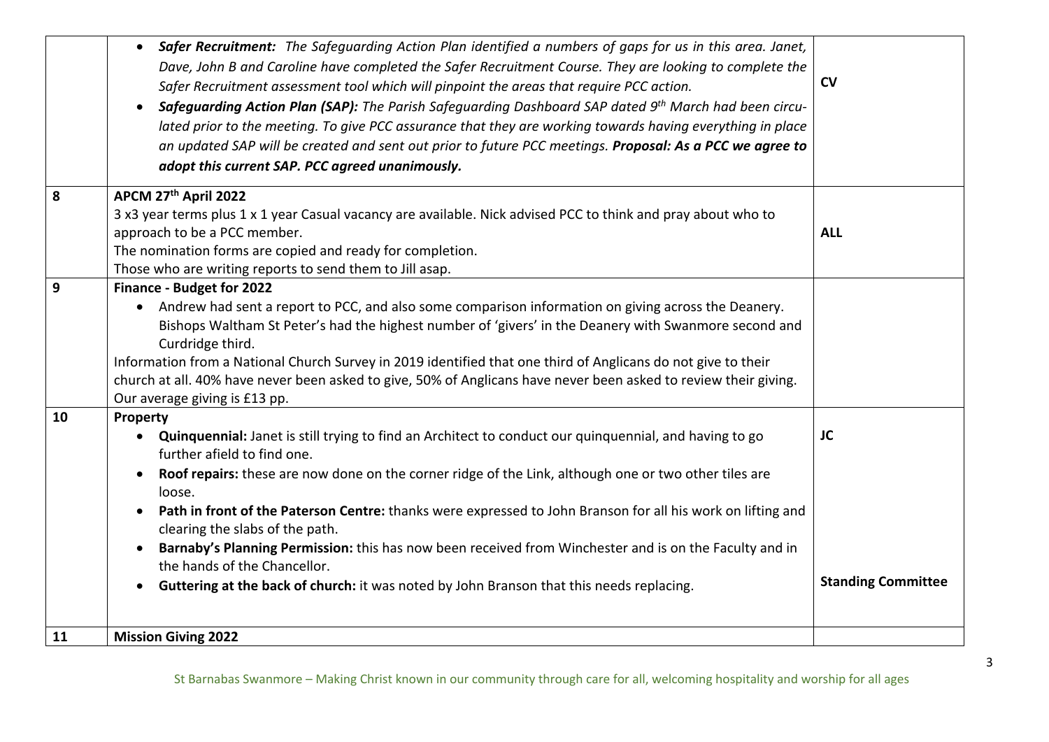| | | |
|---|---|---|
| | • ***Safer Recruitment:*** *The Safeguarding Action Plan identified a numbers of gaps for us in this area. Janet, Dave, John B and Caroline have completed the Safer Recruitment Course. They are looking to complete the Safer Recruitment assessment tool which will pinpoint the areas that require PCC action.*<br>• ***Safeguarding Action Plan (SAP):*** *The Parish Safeguarding Dashboard SAP dated 9th March had been circulated prior to the meeting. To give PCC assurance that they are working towards having everything in place an updated SAP will be created and sent out prior to future PCC meetings.* ***Proposal: As a PCC we agree to adopt this current SAP. PCC agreed unanimously.*** | **CV** |
| **8** | **APCM 27th April 2022**<br>3 x3 year terms plus 1 x 1 year Casual vacancy are available. Nick advised PCC to think and pray about who to approach to be a PCC member.<br>The nomination forms are copied and ready for completion.<br>Those who are writing reports to send them to Jill asap. | **ALL** |
| **9** | **Finance - Budget for 2022**<br>• Andrew had sent a report to PCC, and also some comparison information on giving across the Deanery. Bishops Waltham St Peter's had the highest number of 'givers' in the Deanery with Swanmore second and Curdridge third.<br>Information from a National Church Survey in 2019 identified that one third of Anglicans do not give to their church at all. 40% have never been asked to give, 50% of Anglicans have never been asked to review their giving.<br>Our average giving is £13 pp. | |
| **10** | **Property**<br>• **Quinquennial:** Janet is still trying to find an Architect to conduct our quinquennial, and having to go further afield to find one.<br>• **Roof repairs:** these are now done on the corner ridge of the Link, although one or two other tiles are loose.<br>• **Path in front of the Paterson Centre:** thanks were expressed to John Branson for all his work on lifting and clearing the slabs of the path.<br>• **Barnaby's Planning Permission:** this has now been received from Winchester and is on the Faculty and in the hands of the Chancellor.<br>• **Guttering at the back of church:** it was noted by John Branson that this needs replacing. | **JC**<br><br><br><br><br><br><br>**Standing Committee** |
| **11** | **Mission Giving 2022** | |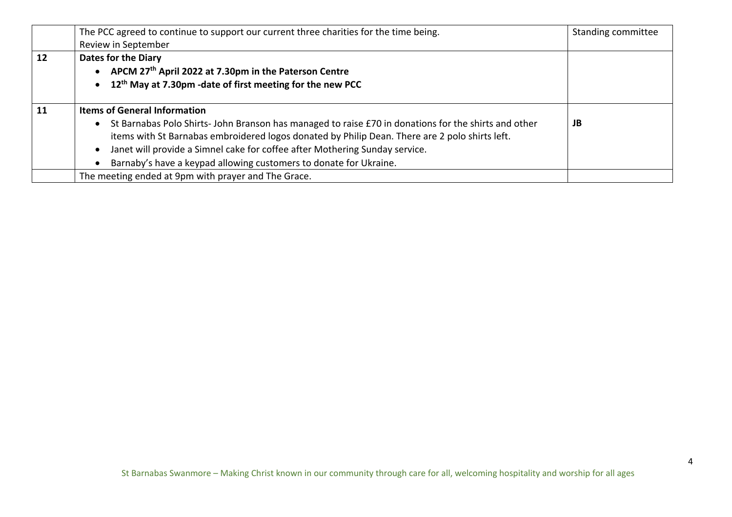| | | |
|---|---|---|
| | The PCC agreed to continue to support our current three charities for the time being.<br>Review in September | Standing committee |
| **12** | **Dates for the Diary**<br>• **APCM 27th April 2022 at 7.30pm in the Paterson Centre**<br>• **12th May at 7.30pm -date of first meeting for the new PCC** | |
| **11** | **Items of General Information**<br>• St Barnabas Polo Shirts- John Branson has managed to raise £70 in donations for the shirts and other items with St Barnabas embroidered logos donated by Philip Dean. There are 2 polo shirts left.<br>• Janet will provide a Simnel cake for coffee after Mothering Sunday service.<br>• Barnaby's have a keypad allowing customers to donate for Ukraine. | **JB** |
| | The meeting ended at 9pm with prayer and The Grace. | |

St Barnabas Swanmore – Making Christ known in our community through care for all, welcoming hospitality and worship for all ages